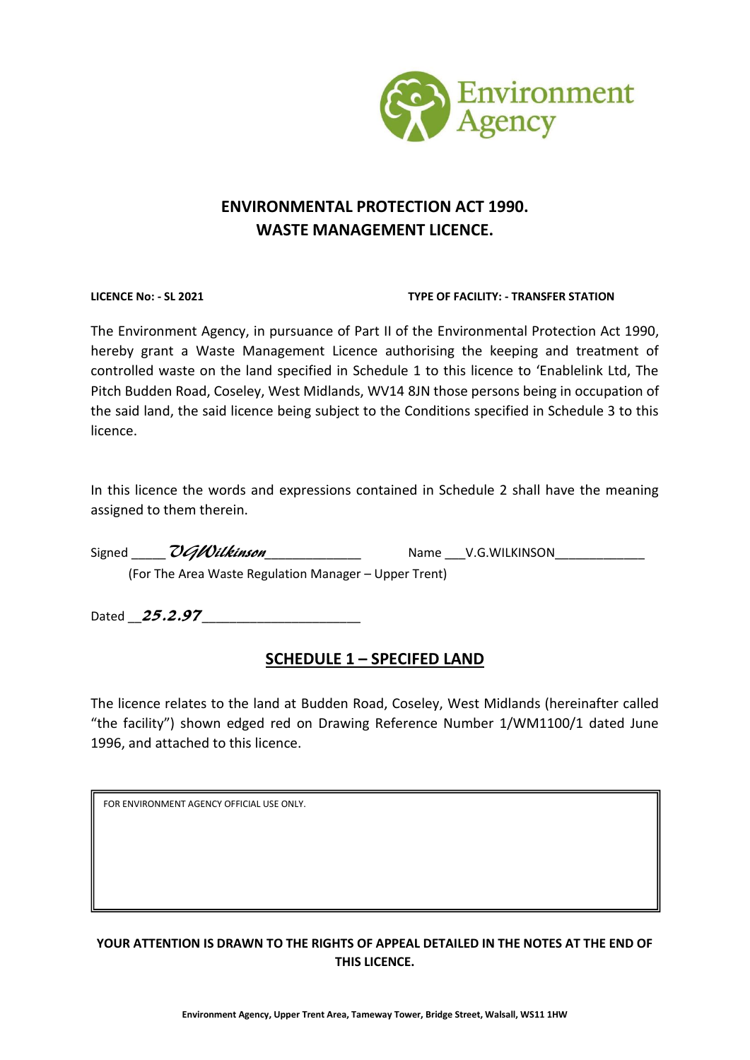# ENVIRONMENTAL PROTECTION ACT 1990.
# WASTE MANAGEMENT LICENCE.

**LICENCE No: - SL 2021** **TYPE OF FACILITY: - TRANSFER STATION**

The Environment Agency, in pursuance of Part II of the Environmental Protection Act 1990, hereby grant a Waste Management Licence authorising the keeping and treatment of controlled waste on the land specified in Schedule 1 to this licence to 'Enablelink Ltd, The Pitch Budden Road, Coseley, West Midlands, WV14 8JN those persons being in occupation of the said land, the said licence being subject to the Conditions specified in Schedule 3 to this licence.

In this licence the words and expressions contained in Schedule 2 shall have the meaning assigned to them therein.

Signed _____ *VGWilkinson*_____________ Name ___V.G.WILKINSON____________
(For The Area Waste Regulation Manager – Upper Trent)

Dated __***25.2.97***_____________________

## SCHEDULE 1 – SPECIFED LAND

The licence relates to the land at Budden Road, Coseley, West Midlands (hereinafter called "the facility") shown edged red on Drawing Reference Number 1/WM1100/1 dated June 1996, and attached to this licence.

| FOR ENVIRONMENT AGENCY OFFICIAL USE ONLY. |
|---|
| |

**YOUR ATTENTION IS DRAWN TO THE RIGHTS OF APPEAL DETAILED IN THE NOTES AT THE END OF THIS LICENCE.**

**Environment Agency, Upper Trent Area, Tameway Tower, Bridge Street, Walsall, WS11 1HW**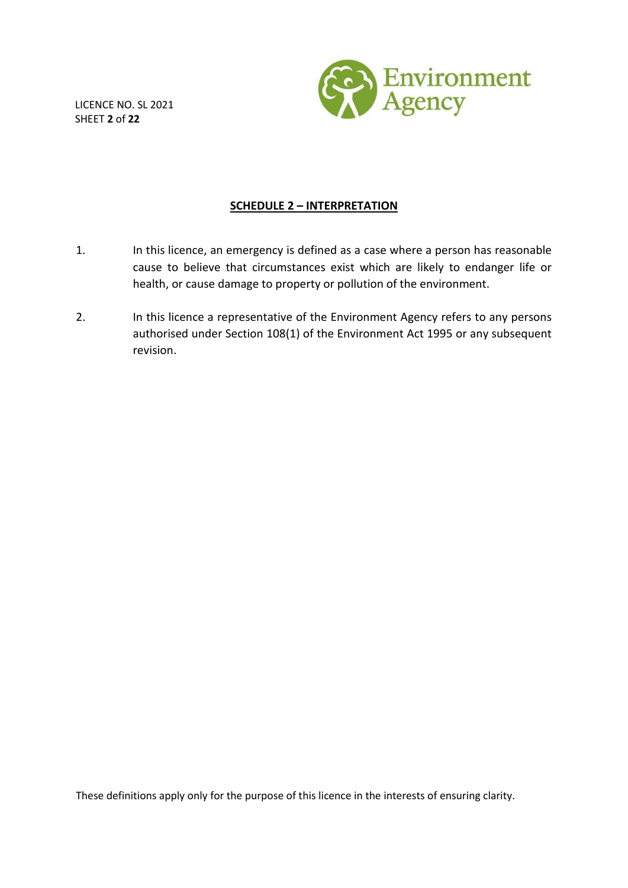## SCHEDULE 2 – INTERPRETATION

1. In this licence, an emergency is defined as a case where a person has reasonable cause to believe that circumstances exist which are likely to endanger life or health, or cause damage to property or pollution of the environment.

2. In this licence a representative of the Environment Agency refers to any persons authorised under Section 108(1) of the Environment Act 1995 or any subsequent revision.

These definitions apply only for the purpose of this licence in the interests of ensuring clarity.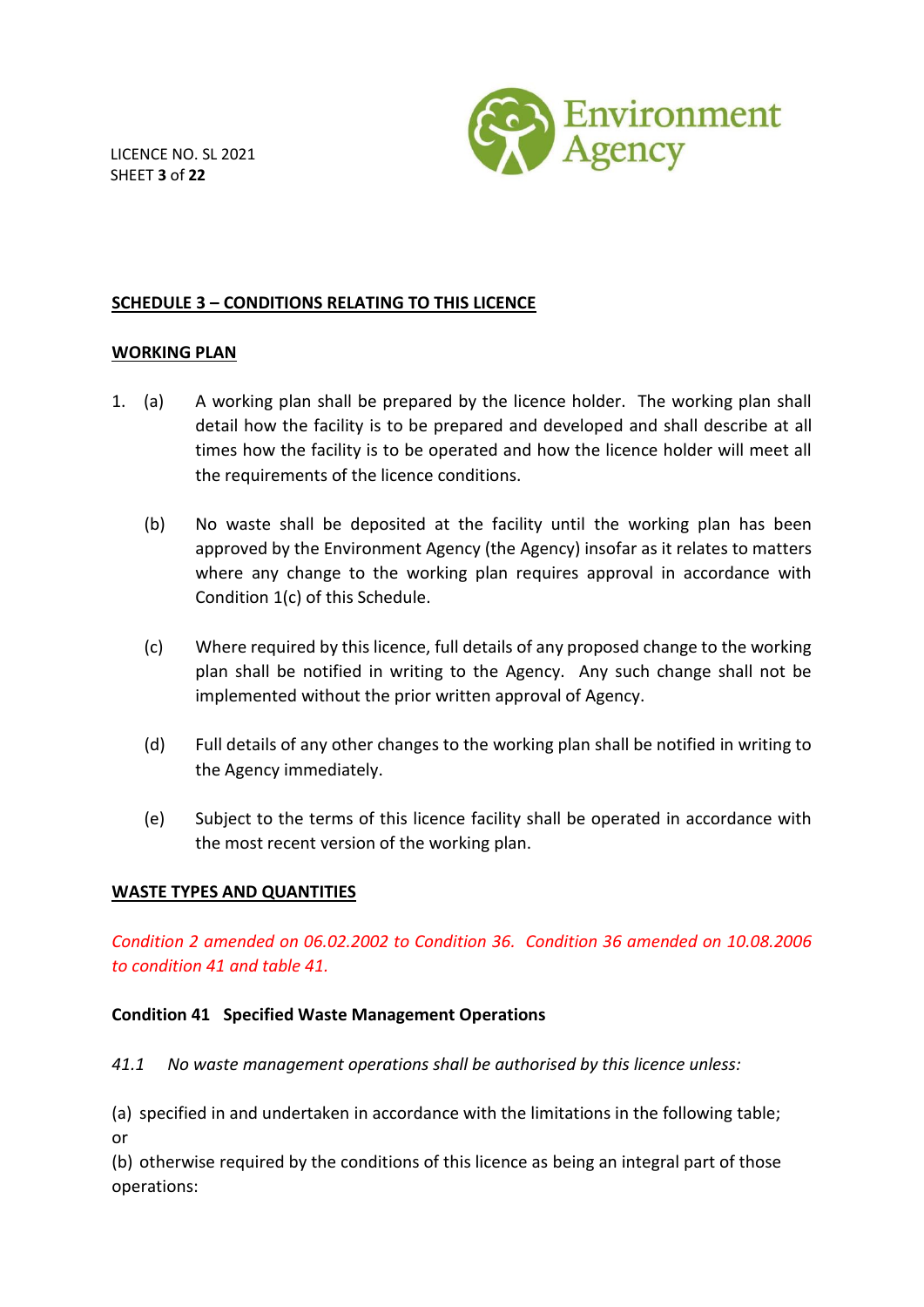## SCHEDULE 3 – CONDITIONS RELATING TO THIS LICENCE

### WORKING PLAN

1. (a) A working plan shall be prepared by the licence holder. The working plan shall detail how the facility is to be prepared and developed and shall describe at all times how the facility is to be operated and how the licence holder will meet all the requirements of the licence conditions.

   (b) No waste shall be deposited at the facility until the working plan has been approved by the Environment Agency (the Agency) insofar as it relates to matters where any change to the working plan requires approval in accordance with Condition 1(c) of this Schedule.

   (c) Where required by this licence, full details of any proposed change to the working plan shall be notified in writing to the Agency. Any such change shall not be implemented without the prior written approval of Agency.

   (d) Full details of any other changes to the working plan shall be notified in writing to the Agency immediately.

   (e) Subject to the terms of this licence facility shall be operated in accordance with the most recent version of the working plan.

### WASTE TYPES AND QUANTITIES

*Condition 2 amended on 06.02.2002 to Condition 36. Condition 36 amended on 10.08.2006 to condition 41 and table 41.*

**Condition 41 Specified Waste Management Operations**

*41.1 No waste management operations shall be authorised by this licence unless:*

(a) specified in and undertaken in accordance with the limitations in the following table; or

(b) otherwise required by the conditions of this licence as being an integral part of those operations: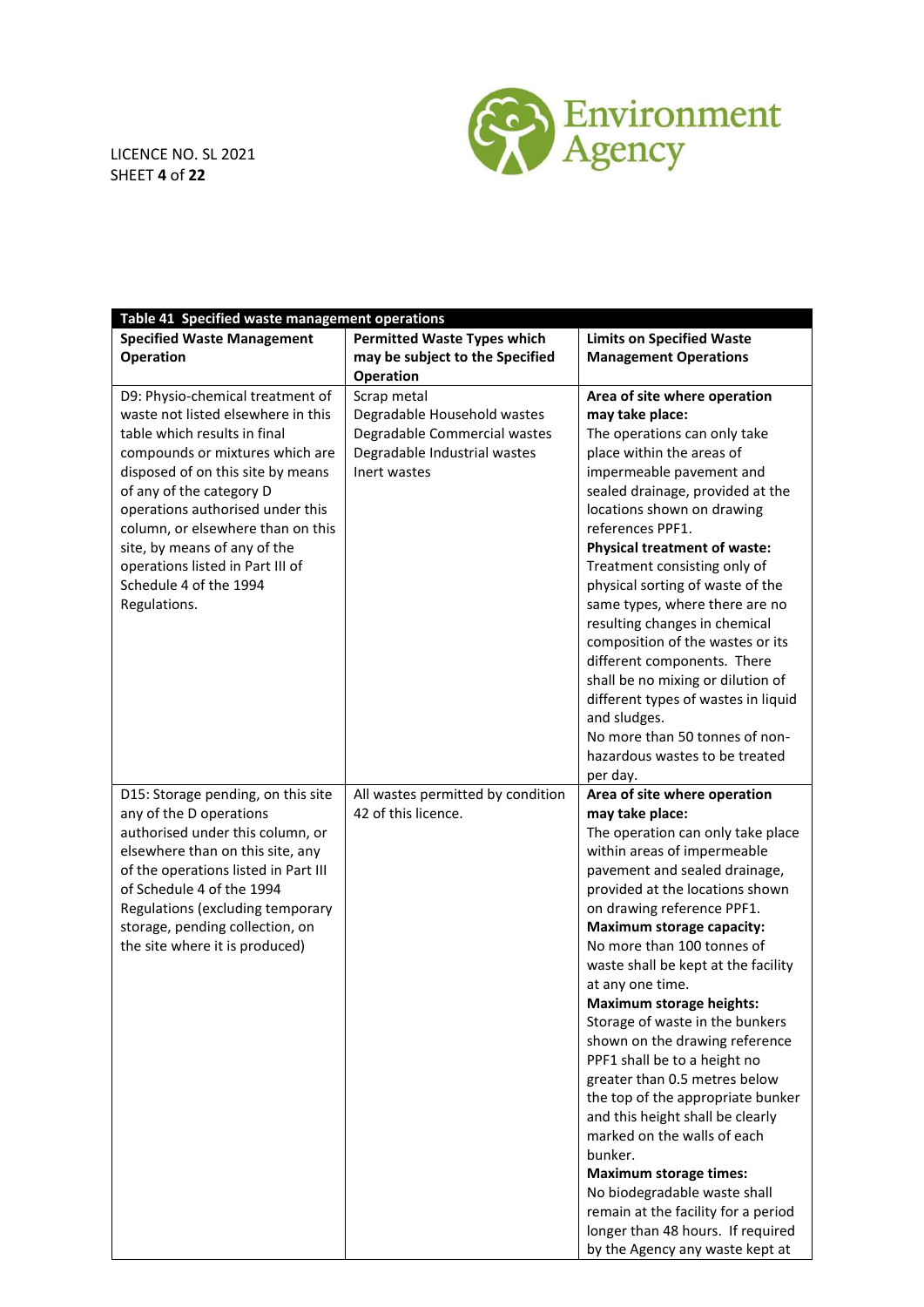LICENCE NO. SL 2021

| Table 41 Specified waste management operations | | |
|---|---|---|
| **Specified Waste Management Operation** | **Permitted Waste Types which may be subject to the Specified Operation** | **Limits on Specified Waste Management Operations** |
| D9: Physio-chemical treatment of waste not listed elsewhere in this table which results in final compounds or mixtures which are disposed of on this site by means of any of the category D operations authorised under this column, or elsewhere than on this site, by means of any of the operations listed in Part III of Schedule 4 of the 1994 Regulations. | Scrap metal<br>Degradable Household wastes<br>Degradable Commercial wastes<br>Degradable Industrial wastes<br>Inert wastes | **Area of site where operation may take place:**<br>The operations can only take place within the areas of impermeable pavement and sealed drainage, provided at the locations shown on drawing references PPF1.<br>**Physical treatment of waste:**<br>Treatment consisting only of physical sorting of waste of the same types, where there are no resulting changes in chemical composition of the wastes or its different components. There shall be no mixing or dilution of different types of wastes in liquid and sludges.<br>No more than 50 tonnes of non-hazardous wastes to be treated per day. |
| D15: Storage pending, on this site any of the D operations authorised under this column, or elsewhere than on this site, any of the operations listed in Part III of Schedule 4 of the 1994 Regulations (excluding temporary storage, pending collection, on the site where it is produced) | All wastes permitted by condition 42 of this licence. | **Area of site where operation may take place:**<br>The operation can only take place within areas of impermeable pavement and sealed drainage, provided at the locations shown on drawing reference PPF1.<br>**Maximum storage capacity:**<br>No more than 100 tonnes of waste shall be kept at the facility at any one time.<br>**Maximum storage heights:**<br>Storage of waste in the bunkers shown on the drawing reference PPF1 shall be to a height no greater than 0.5 metres below the top of the appropriate bunker and this height shall be clearly marked on the walls of each bunker.<br>**Maximum storage times:**<br>No biodegradable waste shall remain at the facility for a period longer than 48 hours. If required by the Agency any waste kept at |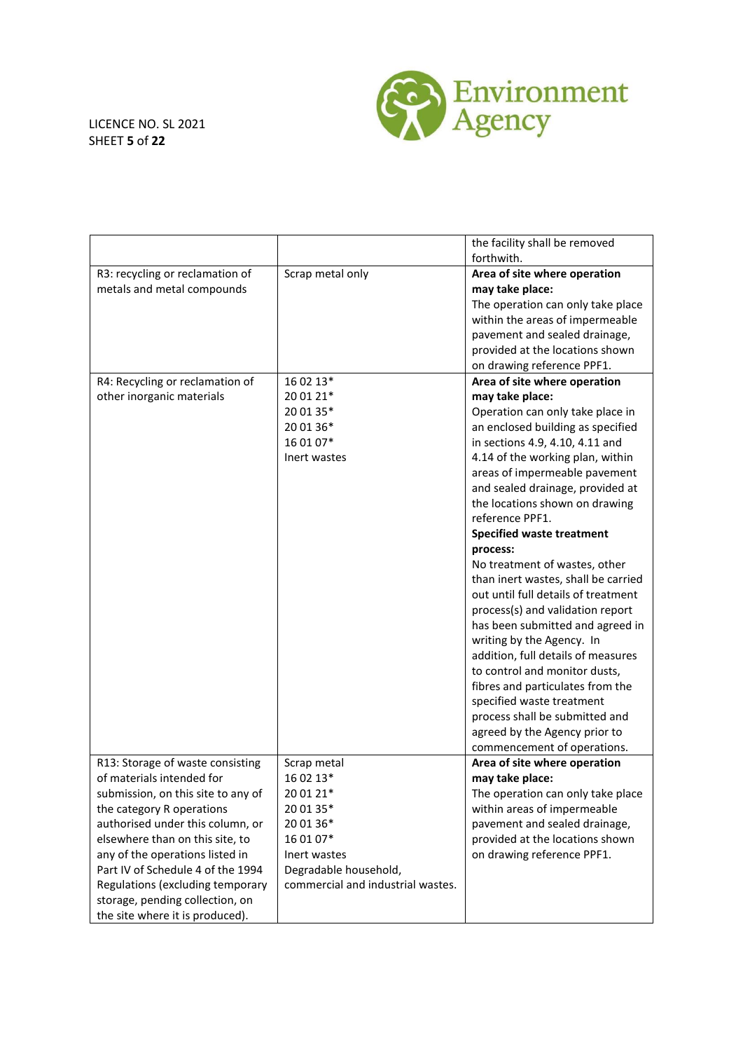| | | |
|---|---|---|
| | | the facility shall be removed forthwith. |
| R3: recycling or reclamation of metals and metal compounds | Scrap metal only | **Area of site where operation may take place:**<br>The operation can only take place within the areas of impermeable pavement and sealed drainage, provided at the locations shown on drawing reference PPF1. |
| R4: Recycling or reclamation of other inorganic materials | 16 02 13*<br>20 01 21*<br>20 01 35*<br>20 01 36*<br>16 01 07*<br>Inert wastes | **Area of site where operation may take place:**<br>Operation can only take place in an enclosed building as specified in sections 4.9, 4.10, 4.11 and 4.14 of the working plan, within areas of impermeable pavement and sealed drainage, provided at the locations shown on drawing reference PPF1.<br>**Specified waste treatment process:**<br>No treatment of wastes, other than inert wastes, shall be carried out until full details of treatment process(s) and validation report has been submitted and agreed in writing by the Agency. In addition, full details of measures to control and monitor dusts, fibres and particulates from the specified waste treatment process shall be submitted and agreed by the Agency prior to commencement of operations. |
| R13: Storage of waste consisting of materials intended for submission, on this site to any of the category R operations authorised under this column, or elsewhere than on this site, to any of the operations listed in Part IV of Schedule 4 of the 1994 Regulations (excluding temporary storage, pending collection, on the site where it is produced). | Scrap metal<br>16 02 13*<br>20 01 21*<br>20 01 35*<br>20 01 36*<br>16 01 07*<br>Inert wastes<br>Degradable household, commercial and industrial wastes. | **Area of site where operation may take place:**<br>The operation can only take place within areas of impermeable pavement and sealed drainage, provided at the locations shown on drawing reference PPF1. |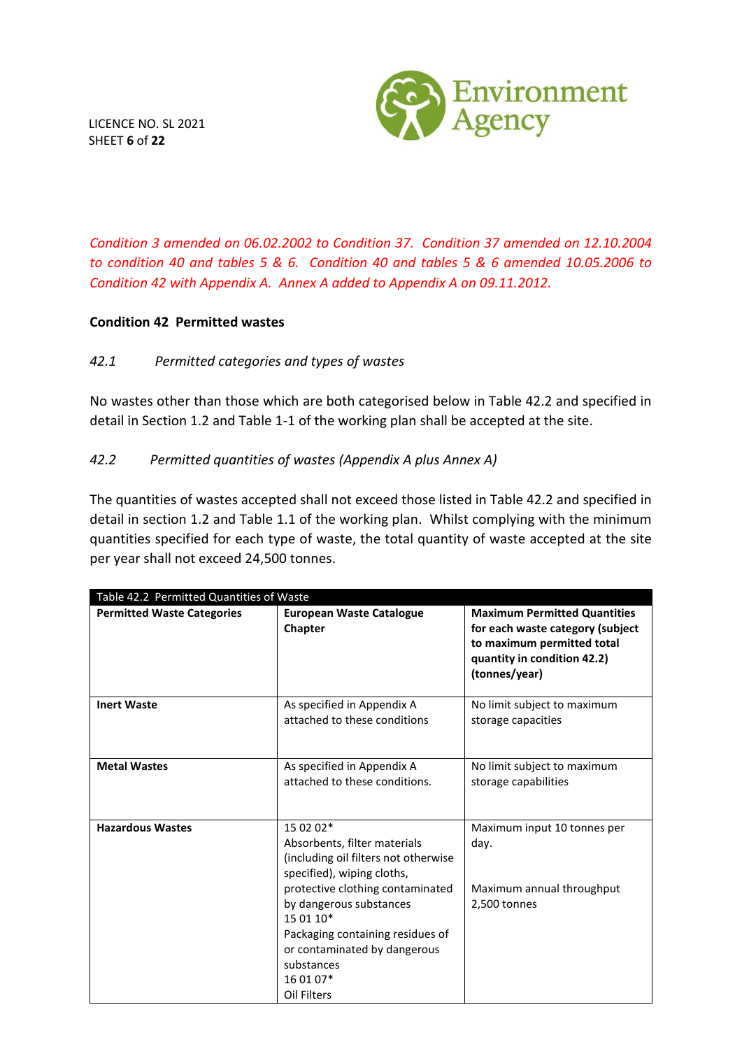*Condition 3 amended on 06.02.2002 to Condition 37. Condition 37 amended on 12.10.2004 to condition 40 and tables 5 & 6. Condition 40 and tables 5 & 6 amended 10.05.2006 to Condition 42 with Appendix A. Annex A added to Appendix A on 09.11.2012.*

**Condition 42 Permitted wastes**

*42.1 Permitted categories and types of wastes*

No wastes other than those which are both categorised below in Table 42.2 and specified in detail in Section 1.2 and Table 1-1 of the working plan shall be accepted at the site.

*42.2 Permitted quantities of wastes (Appendix A plus Annex A)*

The quantities of wastes accepted shall not exceed those listed in Table 42.2 and specified in detail in section 1.2 and Table 1.1 of the working plan. Whilst complying with the minimum quantities specified for each type of waste, the total quantity of waste accepted at the site per year shall not exceed 24,500 tonnes.

| Table 42.2 Permitted Quantities of Waste | | |
|---|---|---|
| **Permitted Waste Categories** | **European Waste Catalogue Chapter** | **Maximum Permitted Quantities for each waste category (subject to maximum permitted total quantity in condition 42.2) (tonnes/year)** |
| **Inert Waste** | As specified in Appendix A attached to these conditions | No limit subject to maximum storage capacities |
| **Metal Wastes** | As specified in Appendix A attached to these conditions. | No limit subject to maximum storage capabilities |
| **Hazardous Wastes** | 15 02 02* Absorbents, filter materials (including oil filters not otherwise specified), wiping cloths, protective clothing contaminated by dangerous substances 15 01 10* Packaging containing residues of or contaminated by dangerous substances 16 01 07* Oil Filters | Maximum input 10 tonnes per day. Maximum annual throughput 2,500 tonnes |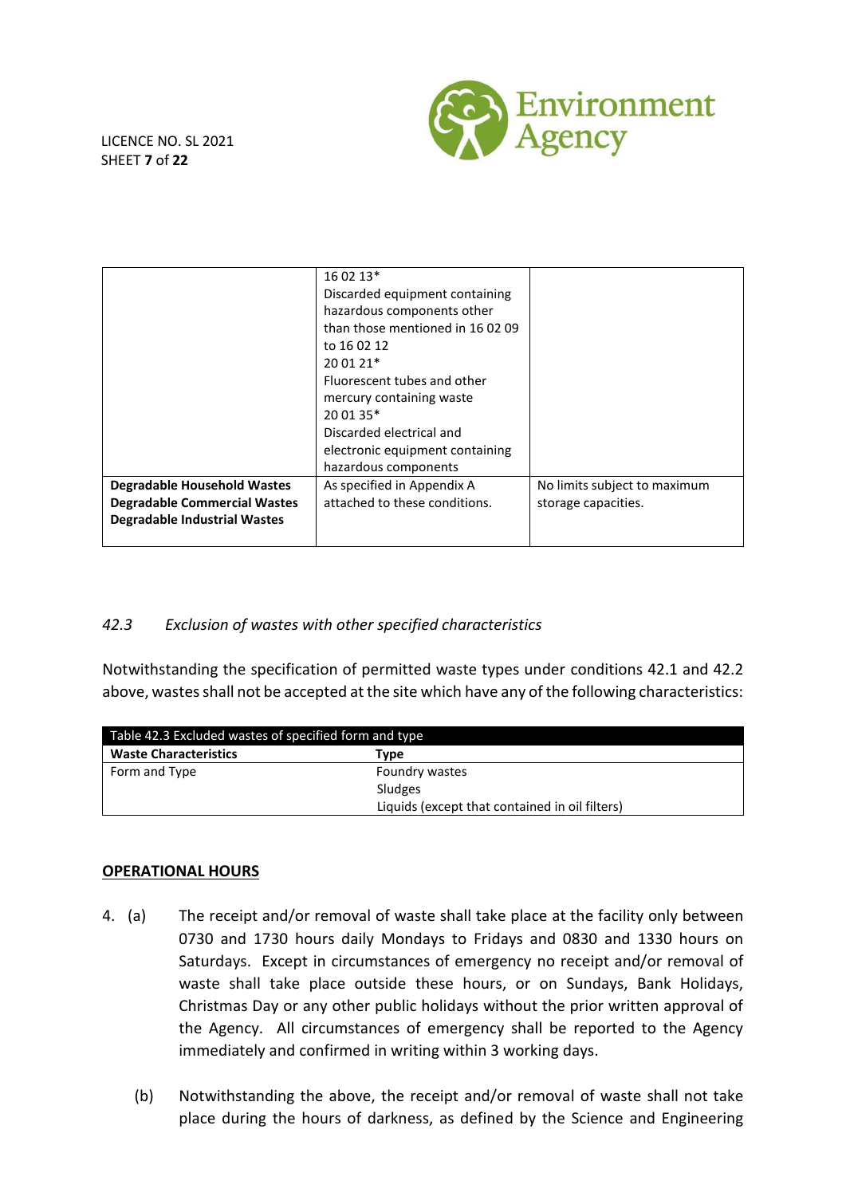| | | |
|---|---|---|
| | 16 02 13* Discarded equipment containing hazardous components other than those mentioned in 16 02 09 to 16 02 12<br>20 01 21* Fluorescent tubes and other mercury containing waste<br>20 01 35* Discarded electrical and electronic equipment containing hazardous components | |
| **Degradable Household Wastes**<br>**Degradable Commercial Wastes**<br>**Degradable Industrial Wastes** | As specified in Appendix A attached to these conditions. | No limits subject to maximum storage capacities. |

*42.3 Exclusion of wastes with other specified characteristics*

Notwithstanding the specification of permitted waste types under conditions 42.1 and 42.2 above, wastes shall not be accepted at the site which have any of the following characteristics:

Table 42.3 Excluded wastes of specified form and type

| Waste Characteristics | Type |
|---|---|
| Form and Type | Foundry wastes<br>Sludges<br>Liquids (except that contained in oil filters) |

**OPERATIONAL HOURS**

4. (a) The receipt and/or removal of waste shall take place at the facility only between 0730 and 1730 hours daily Mondays to Fridays and 0830 and 1330 hours on Saturdays. Except in circumstances of emergency no receipt and/or removal of waste shall take place outside these hours, or on Sundays, Bank Holidays, Christmas Day or any other public holidays without the prior written approval of the Agency. All circumstances of emergency shall be reported to the Agency immediately and confirmed in writing within 3 working days.

   (b) Notwithstanding the above, the receipt and/or removal of waste shall not take place during the hours of darkness, as defined by the Science and Engineering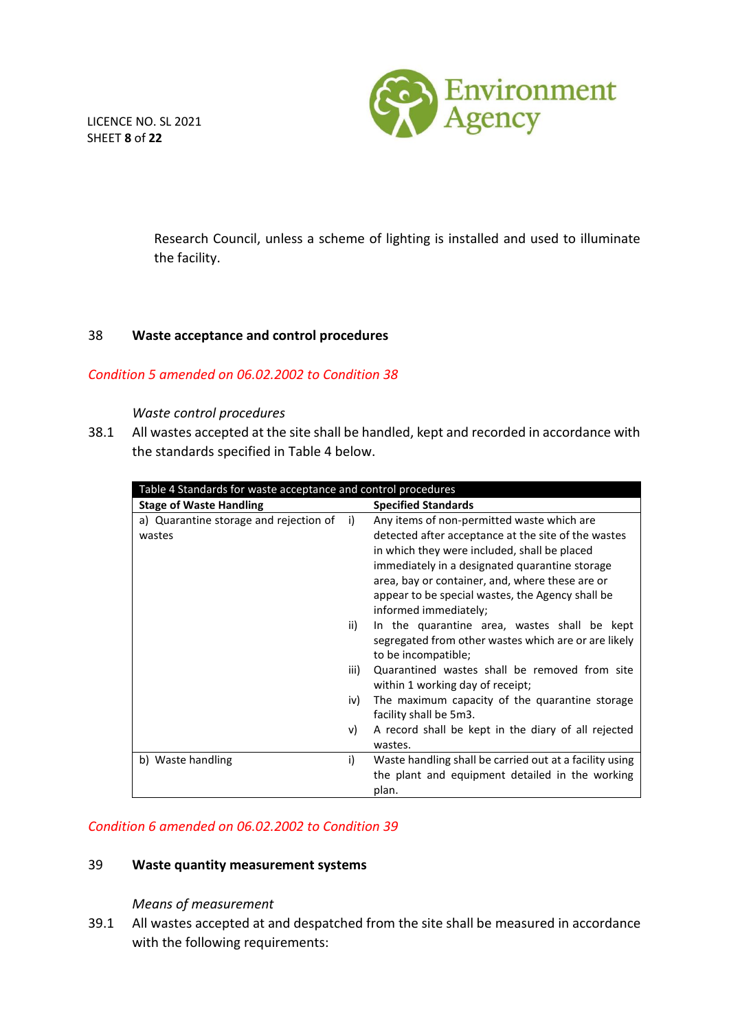Research Council, unless a scheme of lighting is installed and used to illuminate the facility.

## 38 Waste acceptance and control procedures

*Condition 5 amended on 06.02.2002 to Condition 38*

*Waste control procedures*

38.1 All wastes accepted at the site shall be handled, kept and recorded in accordance with the standards specified in Table 4 below.

| Table 4 Standards for waste acceptance and control procedures | | |
|---|---|---|
| **Stage of Waste Handling** | | **Specified Standards** |
| a) Quarantine storage and rejection of wastes | i) | Any items of non-permitted waste which are detected after acceptance at the site of the wastes in which they were included, shall be placed immediately in a designated quarantine storage area, bay or container, and, where these are or appear to be special wastes, the Agency shall be informed immediately; |
| | ii) | In the quarantine area, wastes shall be kept segregated from other wastes which are or are likely to be incompatible; |
| | iii) | Quarantined wastes shall be removed from site within 1 working day of receipt; |
| | iv) | The maximum capacity of the quarantine storage facility shall be 5m3. |
| | v) | A record shall be kept in the diary of all rejected wastes. |
| b) Waste handling | i) | Waste handling shall be carried out at a facility using the plant and equipment detailed in the working plan. |

*Condition 6 amended on 06.02.2002 to Condition 39*

## 39 Waste quantity measurement systems

*Means of measurement*

39.1 All wastes accepted at and despatched from the site shall be measured in accordance with the following requirements: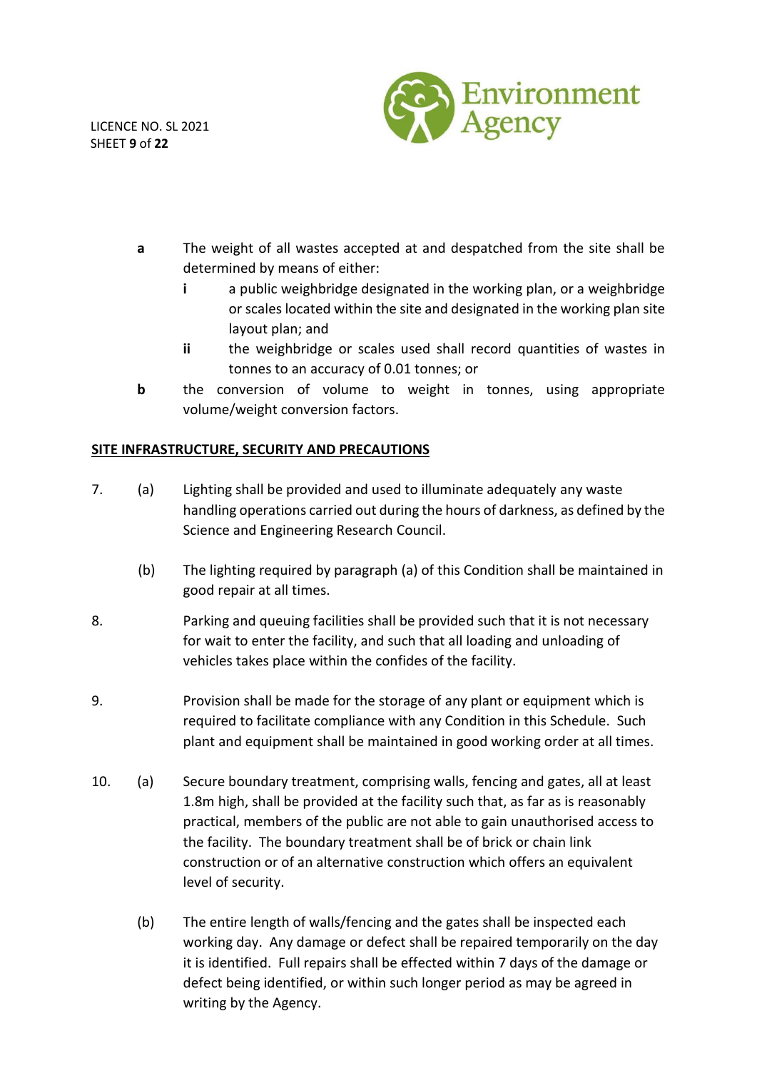**a** The weight of all wastes accepted at and despatched from the site shall be determined by means of either:

- **i** a public weighbridge designated in the working plan, or a weighbridge or scales located within the site and designated in the working plan site layout plan; and
- **ii** the weighbridge or scales used shall record quantities of wastes in tonnes to an accuracy of 0.01 tonnes; or

**b** the conversion of volume to weight in tonnes, using appropriate volume/weight conversion factors.

## SITE INFRASTRUCTURE, SECURITY AND PRECAUTIONS

7. (a) Lighting shall be provided and used to illuminate adequately any waste handling operations carried out during the hours of darkness, as defined by the Science and Engineering Research Council.

   (b) The lighting required by paragraph (a) of this Condition shall be maintained in good repair at all times.

8. Parking and queuing facilities shall be provided such that it is not necessary for wait to enter the facility, and such that all loading and unloading of vehicles takes place within the confides of the facility.

9. Provision shall be made for the storage of any plant or equipment which is required to facilitate compliance with any Condition in this Schedule. Such plant and equipment shall be maintained in good working order at all times.

10. (a) Secure boundary treatment, comprising walls, fencing and gates, all at least 1.8m high, shall be provided at the facility such that, as far as is reasonably practical, members of the public are not able to gain unauthorised access to the facility. The boundary treatment shall be of brick or chain link construction or of an alternative construction which offers an equivalent level of security.

    (b) The entire length of walls/fencing and the gates shall be inspected each working day. Any damage or defect shall be repaired temporarily on the day it is identified. Full repairs shall be effected within 7 days of the damage or defect being identified, or within such longer period as may be agreed in writing by the Agency.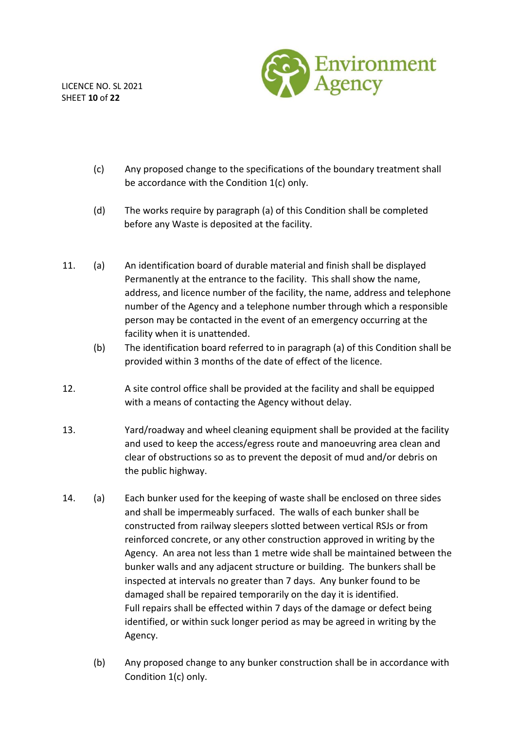(c) Any proposed change to the specifications of the boundary treatment shall be accordance with the Condition 1(c) only.

(d) The works require by paragraph (a) of this Condition shall be completed before any Waste is deposited at the facility.

11. (a) An identification board of durable material and finish shall be displayed Permanently at the entrance to the facility. This shall show the name, address, and licence number of the facility, the name, address and telephone number of the Agency and a telephone number through which a responsible person may be contacted in the event of an emergency occurring at the facility when it is unattended.

(b) The identification board referred to in paragraph (a) of this Condition shall be provided within 3 months of the date of effect of the licence.

12. A site control office shall be provided at the facility and shall be equipped with a means of contacting the Agency without delay.

13. Yard/roadway and wheel cleaning equipment shall be provided at the facility and used to keep the access/egress route and manoeuvring area clean and clear of obstructions so as to prevent the deposit of mud and/or debris on the public highway.

14. (a) Each bunker used for the keeping of waste shall be enclosed on three sides and shall be impermeably surfaced. The walls of each bunker shall be constructed from railway sleepers slotted between vertical RSJs or from reinforced concrete, or any other construction approved in writing by the Agency. An area not less than 1 metre wide shall be maintained between the bunker walls and any adjacent structure or building. The bunkers shall be inspected at intervals no greater than 7 days. Any bunker found to be damaged shall be repaired temporarily on the day it is identified. Full repairs shall be effected within 7 days of the damage or defect being identified, or within suck longer period as may be agreed in writing by the Agency.

(b) Any proposed change to any bunker construction shall be in accordance with Condition 1(c) only.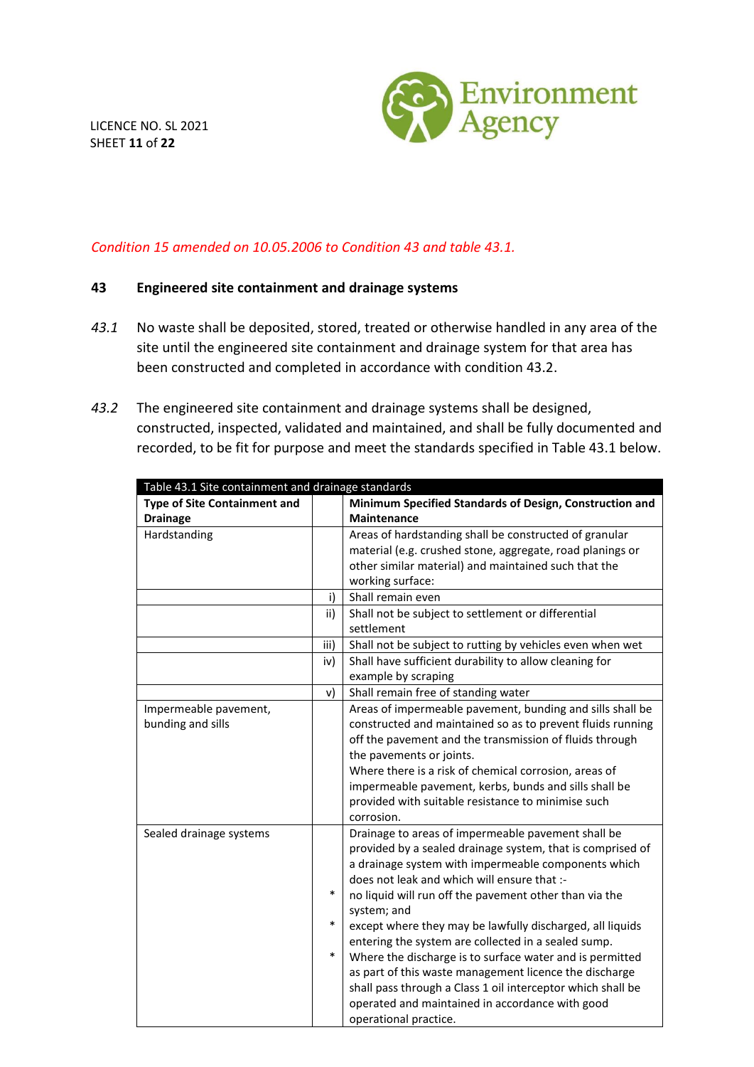LICENCE NO. SL 2021

*Condition 15 amended on 10.05.2006 to Condition 43 and table 43.1.*

## 43 Engineered site containment and drainage systems

*43.1* No waste shall be deposited, stored, treated or otherwise handled in any area of the site until the engineered site containment and drainage system for that area has been constructed and completed in accordance with condition 43.2.

*43.2* The engineered site containment and drainage systems shall be designed, constructed, inspected, validated and maintained, and shall be fully documented and recorded, to be fit for purpose and meet the standards specified in Table 43.1 below.

| Table 43.1 Site containment and drainage standards | | |
|---|---|---|
| **Type of Site Containment and Drainage** | | **Minimum Specified Standards of Design, Construction and Maintenance** |
| Hardstanding | | Areas of hardstanding shall be constructed of granular material (e.g. crushed stone, aggregate, road planings or other similar material) and maintained such that the working surface: |
| | i) | Shall remain even |
| | ii) | Shall not be subject to settlement or differential settlement |
| | iii) | Shall not be subject to rutting by vehicles even when wet |
| | iv) | Shall have sufficient durability to allow cleaning for example by scraping |
| | v) | Shall remain free of standing water |
| Impermeable pavement, bunding and sills | | Areas of impermeable pavement, bunding and sills shall be constructed and maintained so as to prevent fluids running off the pavement and the transmission of fluids through the pavements or joints. Where there is a risk of chemical corrosion, areas of impermeable pavement, kerbs, bunds and sills shall be provided with suitable resistance to minimise such corrosion. |
| Sealed drainage systems | | Drainage to areas of impermeable pavement shall be provided by a sealed drainage system, that is comprised of a drainage system with impermeable components which does not leak and which will ensure that :- |
| | * | no liquid will run off the pavement other than via the system; and |
| | * | except where they may be lawfully discharged, all liquids entering the system are collected in a sealed sump. |
| | * | Where the discharge is to surface water and is permitted as part of this waste management licence the discharge shall pass through a Class 1 oil interceptor which shall be operated and maintained in accordance with good operational practice. |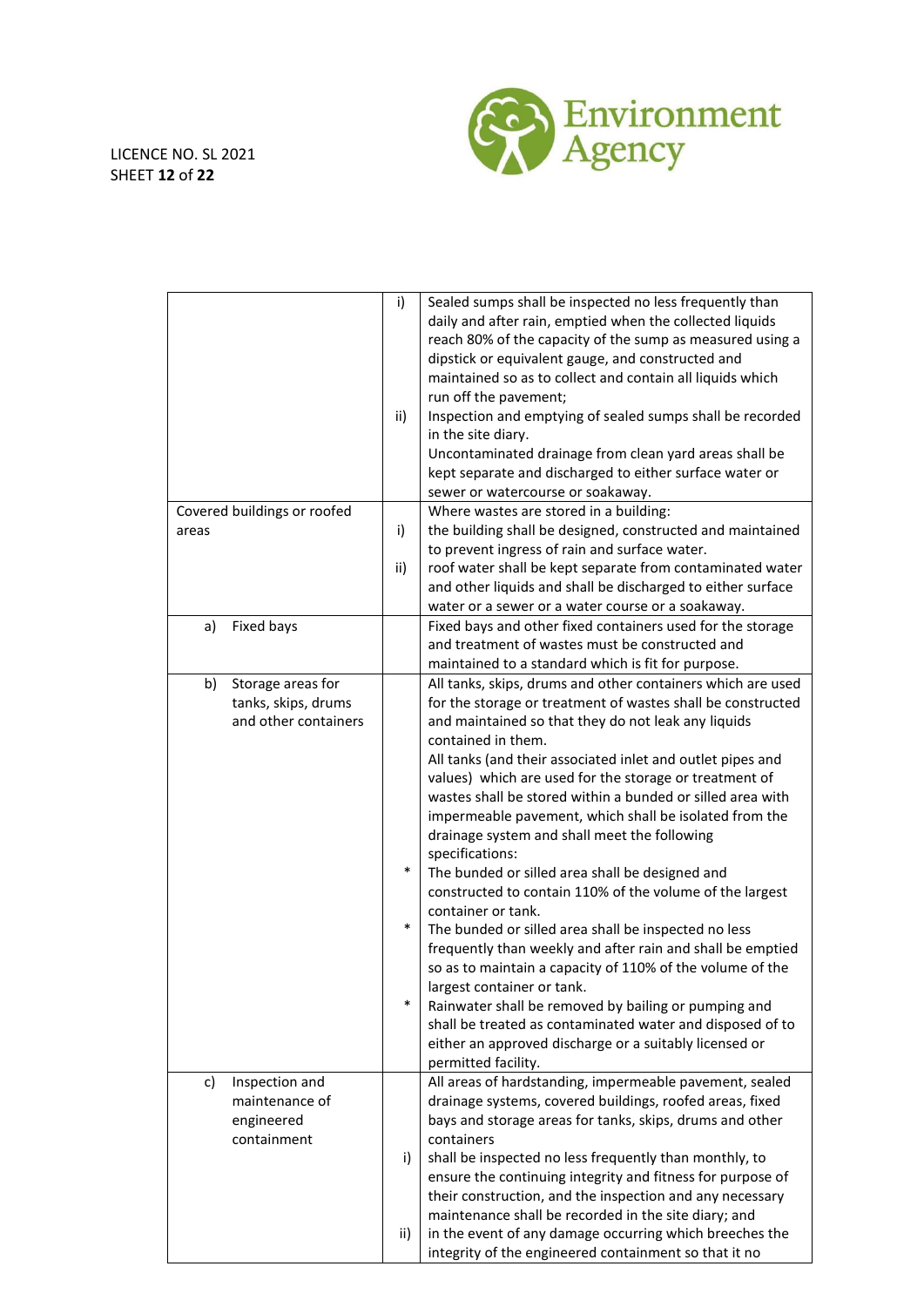| | | |
|---|---|---|
| | i) | Sealed sumps shall be inspected no less frequently than daily and after rain, emptied when the collected liquids reach 80% of the capacity of the sump as measured using a dipstick or equivalent gauge, and constructed and maintained so as to collect and contain all liquids which run off the pavement; |
| | ii) | Inspection and emptying of sealed sumps shall be recorded in the site diary.<br>Uncontaminated drainage from clean yard areas shall be kept separate and discharged to either surface water or sewer or watercourse or soakaway. |
| Covered buildings or roofed areas | <br>i)<br><br>ii) | Where wastes are stored in a building:<br>the building shall be designed, constructed and maintained to prevent ingress of rain and surface water.<br>roof water shall be kept separate from contaminated water and other liquids and shall be discharged to either surface water or a sewer or a water course or a soakaway. |
| a) Fixed bays | | Fixed bays and other fixed containers used for the storage and treatment of wastes must be constructed and maintained to a standard which is fit for purpose. |
| b) Storage areas for tanks, skips, drums and other containers | | All tanks, skips, drums and other containers which are used for the storage or treatment of wastes shall be constructed and maintained so that they do not leak any liquids contained in them.<br>All tanks (and their associated inlet and outlet pipes and values) which are used for the storage or treatment of wastes shall be stored within a bunded or silled area with impermeable pavement, which shall be isolated from the drainage system and shall meet the following specifications: |
| | * | The bunded or silled area shall be designed and constructed to contain 110% of the volume of the largest container or tank. |
| | * | The bunded or silled area shall be inspected no less frequently than weekly and after rain and shall be emptied so as to maintain a capacity of 110% of the volume of the largest container or tank. |
| | * | Rainwater shall be removed by bailing or pumping and shall be treated as contaminated water and disposed of to either an approved discharge or a suitably licensed or permitted facility. |
| c) Inspection and maintenance of engineered containment | | All areas of hardstanding, impermeable pavement, sealed drainage systems, covered buildings, roofed areas, fixed bays and storage areas for tanks, skips, drums and other containers |
| | i) | shall be inspected no less frequently than monthly, to ensure the continuing integrity and fitness for purpose of their construction, and the inspection and any necessary maintenance shall be recorded in the site diary; and |
| | ii) | in the event of any damage occurring which breeches the integrity of the engineered containment so that it no |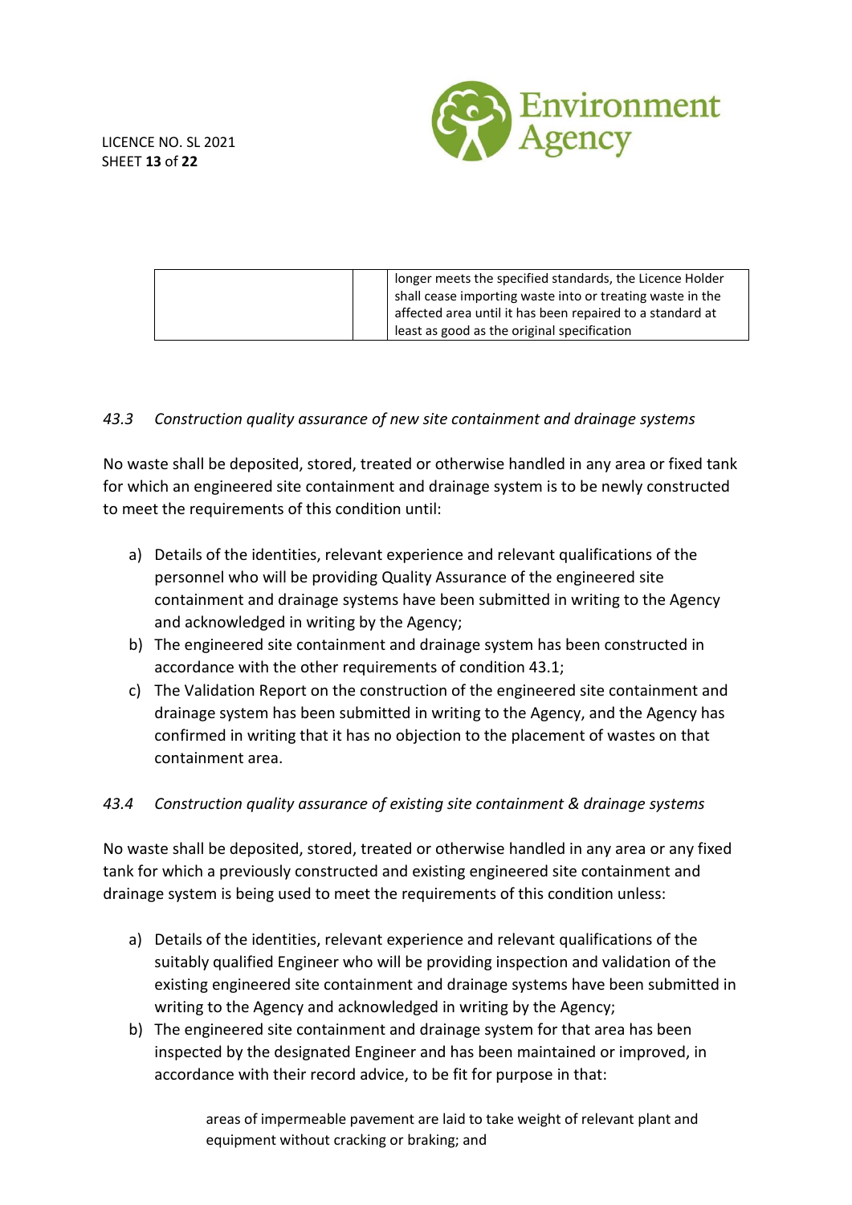| | | |
|---|---|---|
| | | longer meets the specified standards, the Licence Holder shall cease importing waste into or treating waste in the affected area until it has been repaired to a standard at least as good as the original specification |

*43.3 Construction quality assurance of new site containment and drainage systems*

No waste shall be deposited, stored, treated or otherwise handled in any area or fixed tank for which an engineered site containment and drainage system is to be newly constructed to meet the requirements of this condition until:

a) Details of the identities, relevant experience and relevant qualifications of the personnel who will be providing Quality Assurance of the engineered site containment and drainage systems have been submitted in writing to the Agency and acknowledged in writing by the Agency;
b) The engineered site containment and drainage system has been constructed in accordance with the other requirements of condition 43.1;
c) The Validation Report on the construction of the engineered site containment and drainage system has been submitted in writing to the Agency, and the Agency has confirmed in writing that it has no objection to the placement of wastes on that containment area.

*43.4 Construction quality assurance of existing site containment & drainage systems*

No waste shall be deposited, stored, treated or otherwise handled in any area or any fixed tank for which a previously constructed and existing engineered site containment and drainage system is being used to meet the requirements of this condition unless:

a) Details of the identities, relevant experience and relevant qualifications of the suitably qualified Engineer who will be providing inspection and validation of the existing engineered site containment and drainage systems have been submitted in writing to the Agency and acknowledged in writing by the Agency;
b) The engineered site containment and drainage system for that area has been inspected by the designated Engineer and has been maintained or improved, in accordance with their record advice, to be fit for purpose in that:

   areas of impermeable pavement are laid to take weight of relevant plant and equipment without cracking or braking; and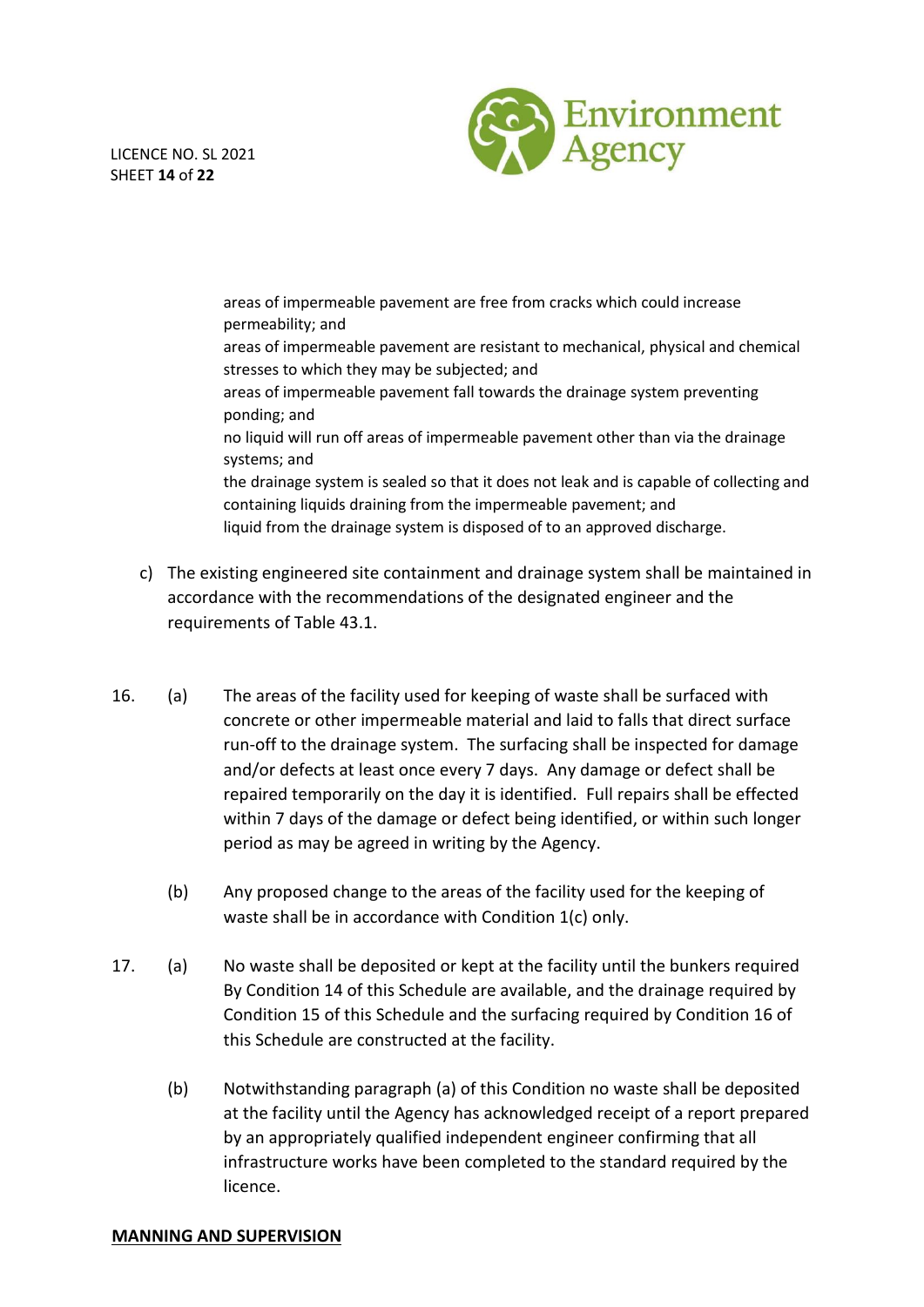areas of impermeable pavement are free from cracks which could increase permeability; and
areas of impermeable pavement are resistant to mechanical, physical and chemical stresses to which they may be subjected; and
areas of impermeable pavement fall towards the drainage system preventing ponding; and
no liquid will run off areas of impermeable pavement other than via the drainage systems; and
the drainage system is sealed so that it does not leak and is capable of collecting and containing liquids draining from the impermeable pavement; and
liquid from the drainage system is disposed of to an approved discharge.

c) The existing engineered site containment and drainage system shall be maintained in accordance with the recommendations of the designated engineer and the requirements of Table 43.1.

16. (a) The areas of the facility used for keeping of waste shall be surfaced with concrete or other impermeable material and laid to falls that direct surface run-off to the drainage system. The surfacing shall be inspected for damage and/or defects at least once every 7 days. Any damage or defect shall be repaired temporarily on the day it is identified. Full repairs shall be effected within 7 days of the damage or defect being identified, or within such longer period as may be agreed in writing by the Agency.

    (b) Any proposed change to the areas of the facility used for the keeping of waste shall be in accordance with Condition 1(c) only.

17. (a) No waste shall be deposited or kept at the facility until the bunkers required By Condition 14 of this Schedule are available, and the drainage required by Condition 15 of this Schedule and the surfacing required by Condition 16 of this Schedule are constructed at the facility.

    (b) Notwithstanding paragraph (a) of this Condition no waste shall be deposited at the facility until the Agency has acknowledged receipt of a report prepared by an appropriately qualified independent engineer confirming that all infrastructure works have been completed to the standard required by the licence.

**MANNING AND SUPERVISION**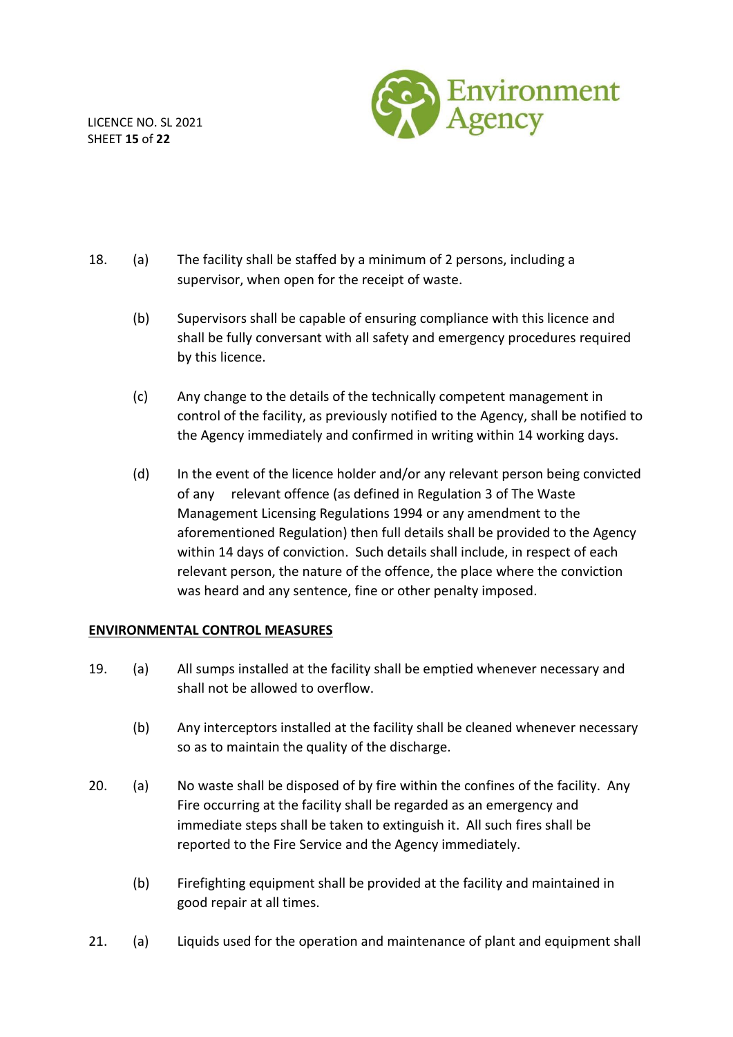18. (a) The facility shall be staffed by a minimum of 2 persons, including a supervisor, when open for the receipt of waste.

    (b) Supervisors shall be capable of ensuring compliance with this licence and shall be fully conversant with all safety and emergency procedures required by this licence.

    (c) Any change to the details of the technically competent management in control of the facility, as previously notified to the Agency, shall be notified to the Agency immediately and confirmed in writing within 14 working days.

    (d) In the event of the licence holder and/or any relevant person being convicted of any relevant offence (as defined in Regulation 3 of The Waste Management Licensing Regulations 1994 or any amendment to the aforementioned Regulation) then full details shall be provided to the Agency within 14 days of conviction. Such details shall include, in respect of each relevant person, the nature of the offence, the place where the conviction was heard and any sentence, fine or other penalty imposed.

**ENVIRONMENTAL CONTROL MEASURES**

19. (a) All sumps installed at the facility shall be emptied whenever necessary and shall not be allowed to overflow.

    (b) Any interceptors installed at the facility shall be cleaned whenever necessary so as to maintain the quality of the discharge.

20. (a) No waste shall be disposed of by fire within the confines of the facility. Any Fire occurring at the facility shall be regarded as an emergency and immediate steps shall be taken to extinguish it. All such fires shall be reported to the Fire Service and the Agency immediately.

    (b) Firefighting equipment shall be provided at the facility and maintained in good repair at all times.

21. (a) Liquids used for the operation and maintenance of plant and equipment shall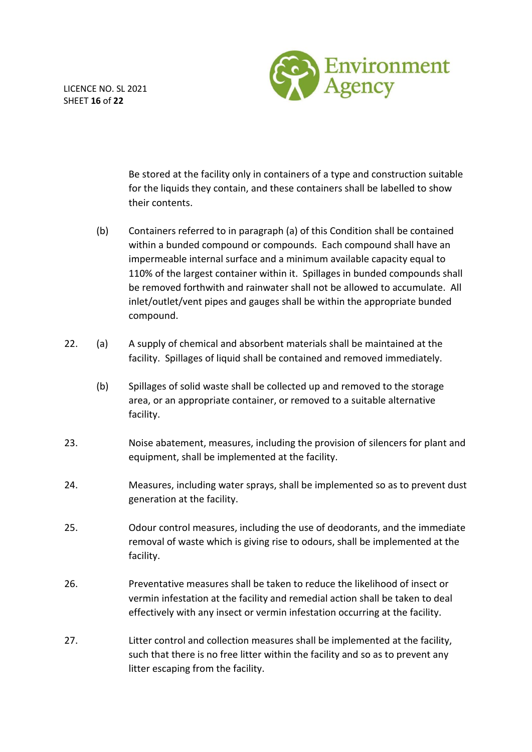Be stored at the facility only in containers of a type and construction suitable for the liquids they contain, and these containers shall be labelled to show their contents.

(b) Containers referred to in paragraph (a) of this Condition shall be contained within a bunded compound or compounds. Each compound shall have an impermeable internal surface and a minimum available capacity equal to 110% of the largest container within it. Spillages in bunded compounds shall be removed forthwith and rainwater shall not be allowed to accumulate. All inlet/outlet/vent pipes and gauges shall be within the appropriate bunded compound.

22. (a) A supply of chemical and absorbent materials shall be maintained at the facility. Spillages of liquid shall be contained and removed immediately.

(b) Spillages of solid waste shall be collected up and removed to the storage area, or an appropriate container, or removed to a suitable alternative facility.

23. Noise abatement, measures, including the provision of silencers for plant and equipment, shall be implemented at the facility.

24. Measures, including water sprays, shall be implemented so as to prevent dust generation at the facility.

25. Odour control measures, including the use of deodorants, and the immediate removal of waste which is giving rise to odours, shall be implemented at the facility.

26. Preventative measures shall be taken to reduce the likelihood of insect or vermin infestation at the facility and remedial action shall be taken to deal effectively with any insect or vermin infestation occurring at the facility.

27. Litter control and collection measures shall be implemented at the facility, such that there is no free litter within the facility and so as to prevent any litter escaping from the facility.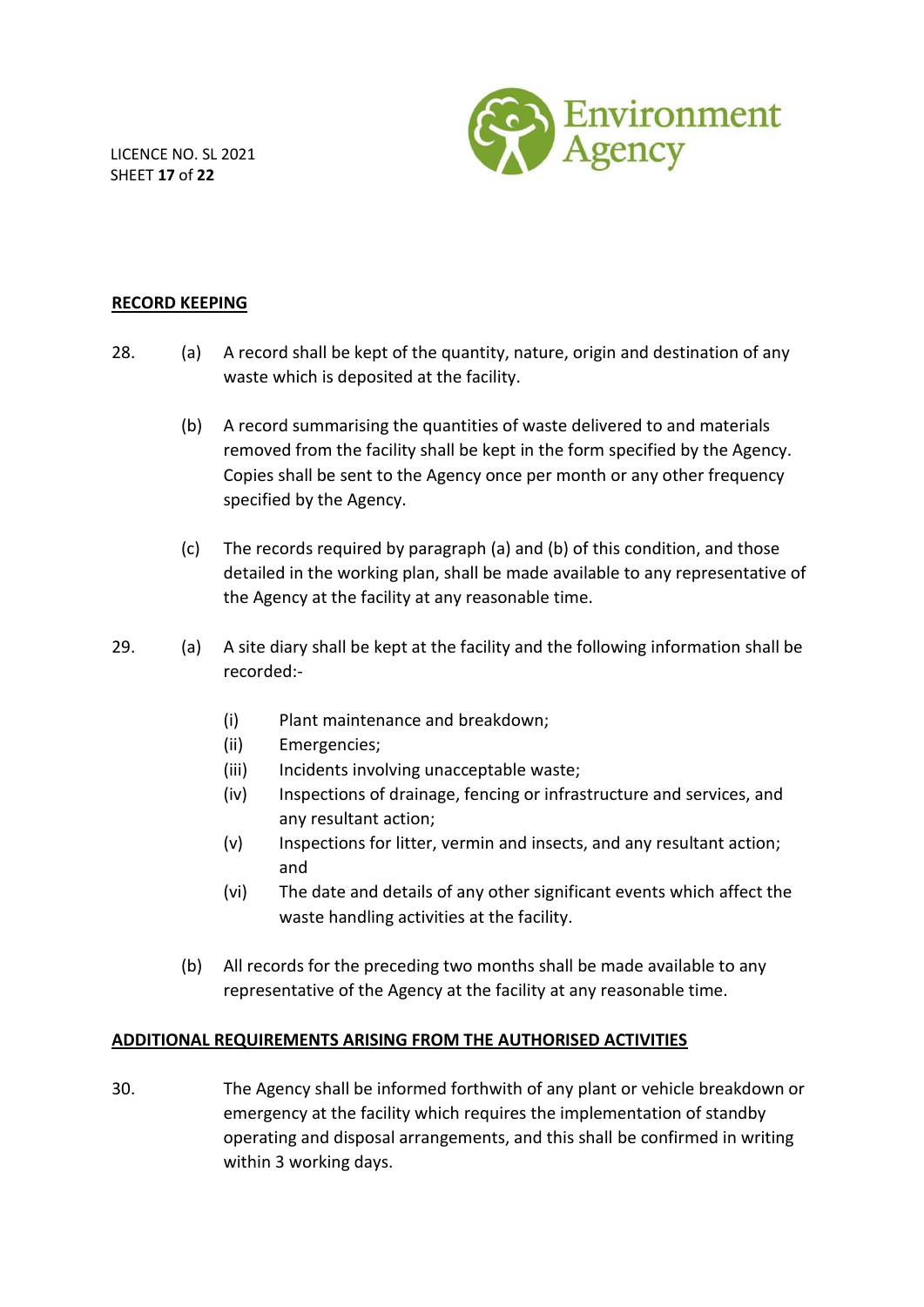## RECORD KEEPING

28. (a) A record shall be kept of the quantity, nature, origin and destination of any waste which is deposited at the facility.

    (b) A record summarising the quantities of waste delivered to and materials removed from the facility shall be kept in the form specified by the Agency. Copies shall be sent to the Agency once per month or any other frequency specified by the Agency.

    (c) The records required by paragraph (a) and (b) of this condition, and those detailed in the working plan, shall be made available to any representative of the Agency at the facility at any reasonable time.

29. (a) A site diary shall be kept at the facility and the following information shall be recorded:-

    (i) Plant maintenance and breakdown;
    (ii) Emergencies;
    (iii) Incidents involving unacceptable waste;
    (iv) Inspections of drainage, fencing or infrastructure and services, and any resultant action;
    (v) Inspections for litter, vermin and insects, and any resultant action; and
    (vi) The date and details of any other significant events which affect the waste handling activities at the facility.

    (b) All records for the preceding two months shall be made available to any representative of the Agency at the facility at any reasonable time.

## ADDITIONAL REQUIREMENTS ARISING FROM THE AUTHORISED ACTIVITIES

30. The Agency shall be informed forthwith of any plant or vehicle breakdown or emergency at the facility which requires the implementation of standby operating and disposal arrangements, and this shall be confirmed in writing within 3 working days.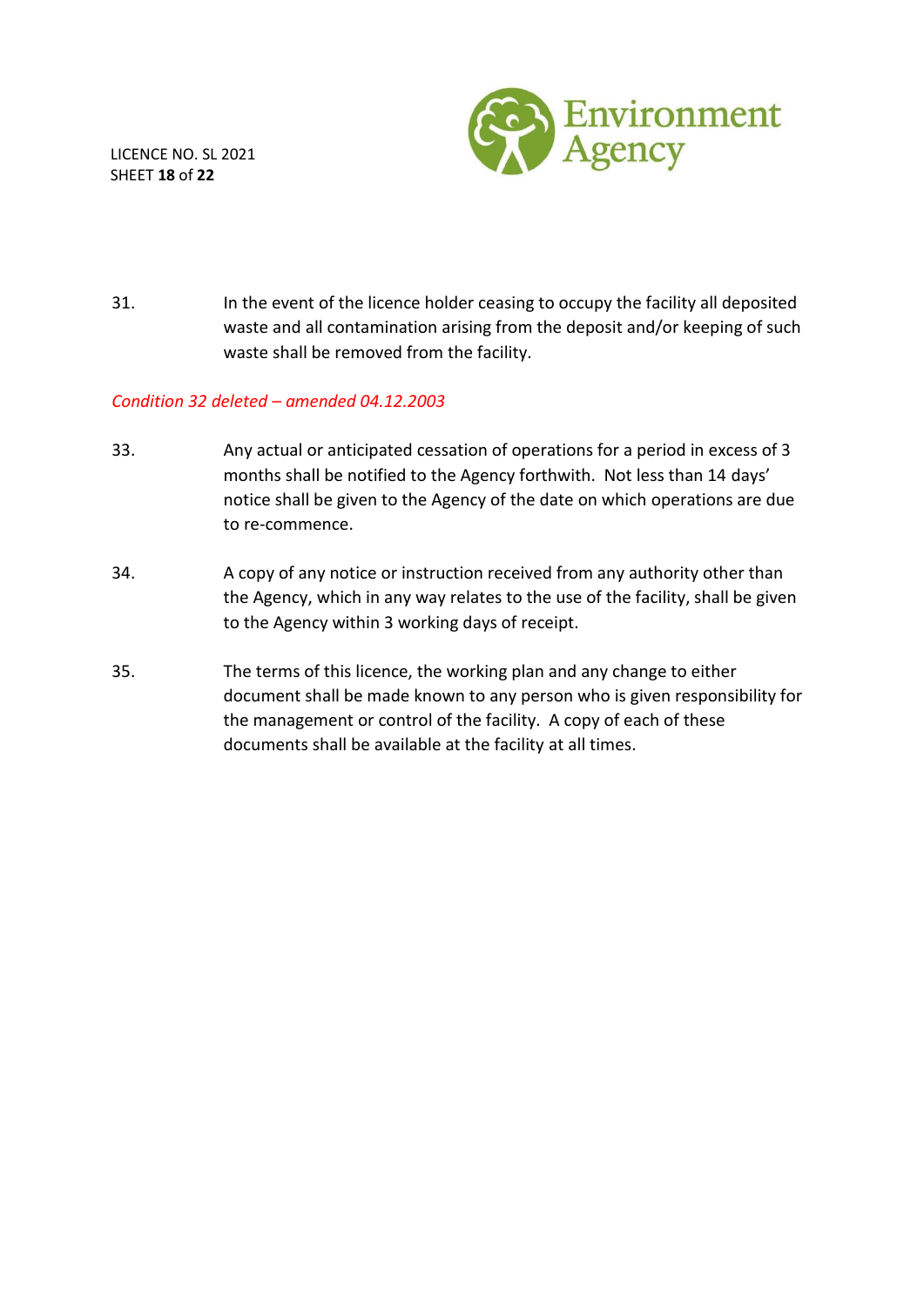31. In the event of the licence holder ceasing to occupy the facility all deposited waste and all contamination arising from the deposit and/or keeping of such waste shall be removed from the facility.

*Condition 32 deleted – amended 04.12.2003*

33. Any actual or anticipated cessation of operations for a period in excess of 3 months shall be notified to the Agency forthwith. Not less than 14 days' notice shall be given to the Agency of the date on which operations are due to re-commence.

34. A copy of any notice or instruction received from any authority other than the Agency, which in any way relates to the use of the facility, shall be given to the Agency within 3 working days of receipt.

35. The terms of this licence, the working plan and any change to either document shall be made known to any person who is given responsibility for the management or control of the facility. A copy of each of these documents shall be available at the facility at all times.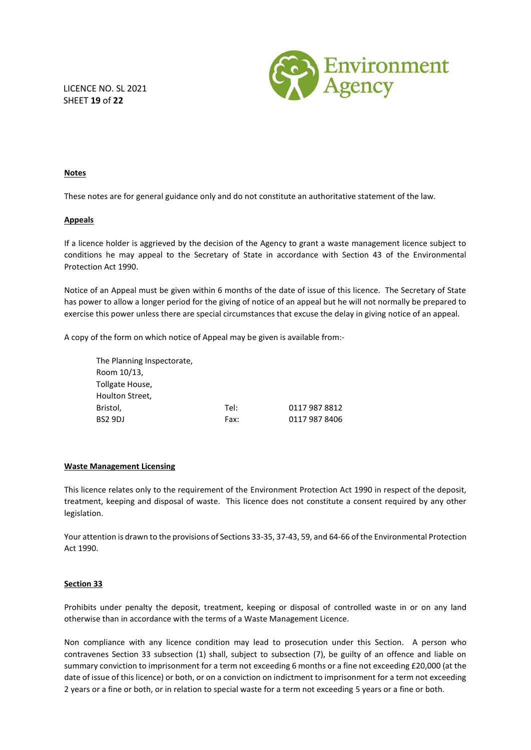**Notes**

These notes are for general guidance only and do not constitute an authoritative statement of the law.

**Appeals**

If a licence holder is aggrieved by the decision of the Agency to grant a waste management licence subject to conditions he may appeal to the Secretary of State in accordance with Section 43 of the Environmental Protection Act 1990.

Notice of an Appeal must be given within 6 months of the date of issue of this licence. The Secretary of State has power to allow a longer period for the giving of notice of an appeal but he will not normally be prepared to exercise this power unless there are special circumstances that excuse the delay in giving notice of an appeal.

A copy of the form on which notice of Appeal may be given is available from:-

The Planning Inspectorate,
Room 10/13,
Tollgate House,
Houlton Street,
Bristol,
BS2 9DJ

Tel: 0117 987 8812
Fax: 0117 987 8406

**Waste Management Licensing**

This licence relates only to the requirement of the Environment Protection Act 1990 in respect of the deposit, treatment, keeping and disposal of waste. This licence does not constitute a consent required by any other legislation.

Your attention is drawn to the provisions of Sections 33-35, 37-43, 59, and 64-66 of the Environmental Protection Act 1990.

**Section 33**

Prohibits under penalty the deposit, treatment, keeping or disposal of controlled waste in or on any land otherwise than in accordance with the terms of a Waste Management Licence.

Non compliance with any licence condition may lead to prosecution under this Section. A person who contravenes Section 33 subsection (1) shall, subject to subsection (7), be guilty of an offence and liable on summary conviction to imprisonment for a term not exceeding 6 months or a fine not exceeding £20,000 (at the date of issue of this licence) or both, or on a conviction on indictment to imprisonment for a term not exceeding 2 years or a fine or both, or in relation to special waste for a term not exceeding 5 years or a fine or both.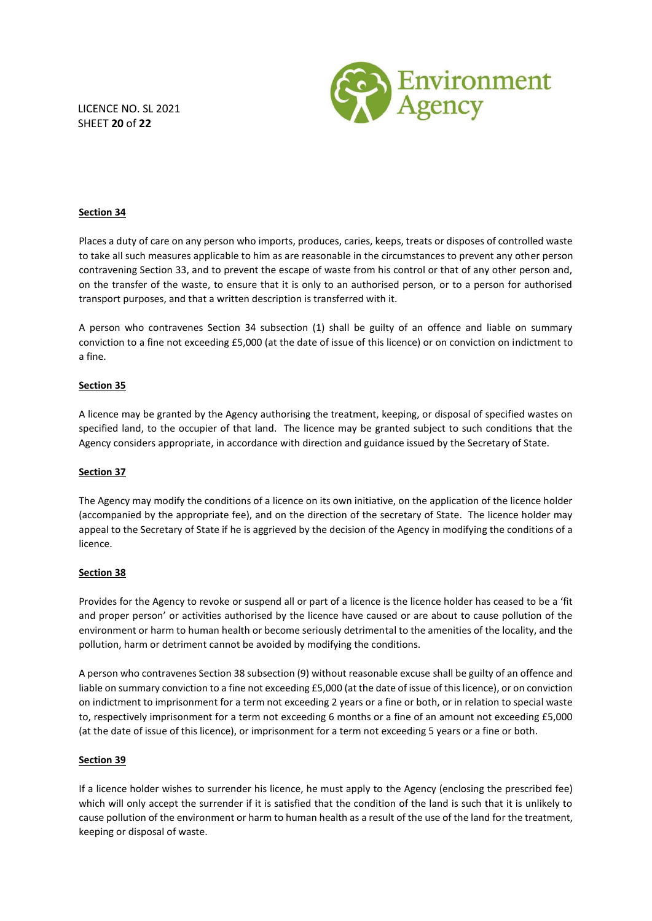**Section 34**

Places a duty of care on any person who imports, produces, caries, keeps, treats or disposes of controlled waste to take all such measures applicable to him as are reasonable in the circumstances to prevent any other person contravening Section 33, and to prevent the escape of waste from his control or that of any other person and, on the transfer of the waste, to ensure that it is only to an authorised person, or to a person for authorised transport purposes, and that a written description is transferred with it.

A person who contravenes Section 34 subsection (1) shall be guilty of an offence and liable on summary conviction to a fine not exceeding £5,000 (at the date of issue of this licence) or on conviction on indictment to a fine.

**Section 35**

A licence may be granted by the Agency authorising the treatment, keeping, or disposal of specified wastes on specified land, to the occupier of that land. The licence may be granted subject to such conditions that the Agency considers appropriate, in accordance with direction and guidance issued by the Secretary of State.

**Section 37**

The Agency may modify the conditions of a licence on its own initiative, on the application of the licence holder (accompanied by the appropriate fee), and on the direction of the secretary of State. The licence holder may appeal to the Secretary of State if he is aggrieved by the decision of the Agency in modifying the conditions of a licence.

**Section 38**

Provides for the Agency to revoke or suspend all or part of a licence is the licence holder has ceased to be a 'fit and proper person' or activities authorised by the licence have caused or are about to cause pollution of the environment or harm to human health or become seriously detrimental to the amenities of the locality, and the pollution, harm or detriment cannot be avoided by modifying the conditions.

A person who contravenes Section 38 subsection (9) without reasonable excuse shall be guilty of an offence and liable on summary conviction to a fine not exceeding £5,000 (at the date of issue of this licence), or on conviction on indictment to imprisonment for a term not exceeding 2 years or a fine or both, or in relation to special waste to, respectively imprisonment for a term not exceeding 6 months or a fine of an amount not exceeding £5,000 (at the date of issue of this licence), or imprisonment for a term not exceeding 5 years or a fine or both.

**Section 39**

If a licence holder wishes to surrender his licence, he must apply to the Agency (enclosing the prescribed fee) which will only accept the surrender if it is satisfied that the condition of the land is such that it is unlikely to cause pollution of the environment or harm to human health as a result of the use of the land for the treatment, keeping or disposal of waste.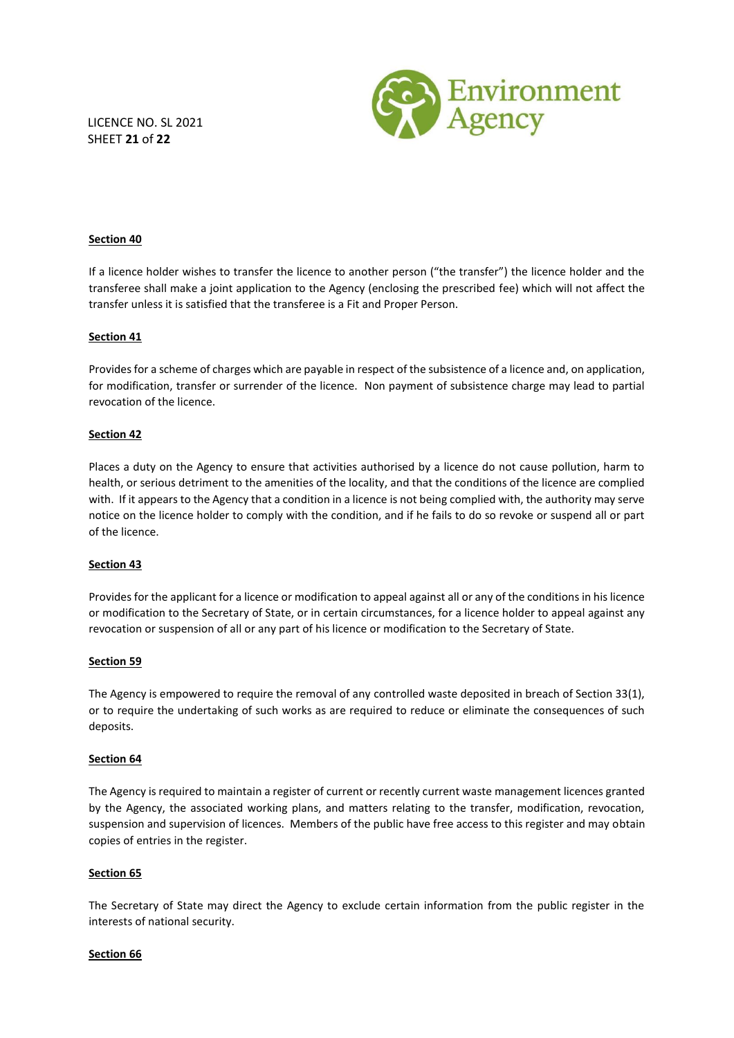#### **Section 40**

If a licence holder wishes to transfer the licence to another person ("the transfer") the licence holder and the transferee shall make a joint application to the Agency (enclosing the prescribed fee) which will not affect the transfer unless it is satisfied that the transferee is a Fit and Proper Person.

#### **Section 41**

Provides for a scheme of charges which are payable in respect of the subsistence of a licence and, on application, for modification, transfer or surrender of the licence. Non payment of subsistence charge may lead to partial revocation of the licence.

#### **Section 42**

Places a duty on the Agency to ensure that activities authorised by a licence do not cause pollution, harm to health, or serious detriment to the amenities of the locality, and that the conditions of the licence are complied with. If it appears to the Agency that a condition in a licence is not being complied with, the authority may serve notice on the licence holder to comply with the condition, and if he fails to do so revoke or suspend all or part of the licence.

#### **Section 43**

Provides for the applicant for a licence or modification to appeal against all or any of the conditions in his licence or modification to the Secretary of State, or in certain circumstances, for a licence holder to appeal against any revocation or suspension of all or any part of his licence or modification to the Secretary of State.

#### **Section 59**

The Agency is empowered to require the removal of any controlled waste deposited in breach of Section 33(1), or to require the undertaking of such works as are required to reduce or eliminate the consequences of such deposits.

#### **Section 64**

The Agency is required to maintain a register of current or recently current waste management licences granted by the Agency, the associated working plans, and matters relating to the transfer, modification, revocation, suspension and supervision of licences. Members of the public have free access to this register and may obtain copies of entries in the register.

#### **Section 65**

The Secretary of State may direct the Agency to exclude certain information from the public register in the interests of national security.

#### **Section 66**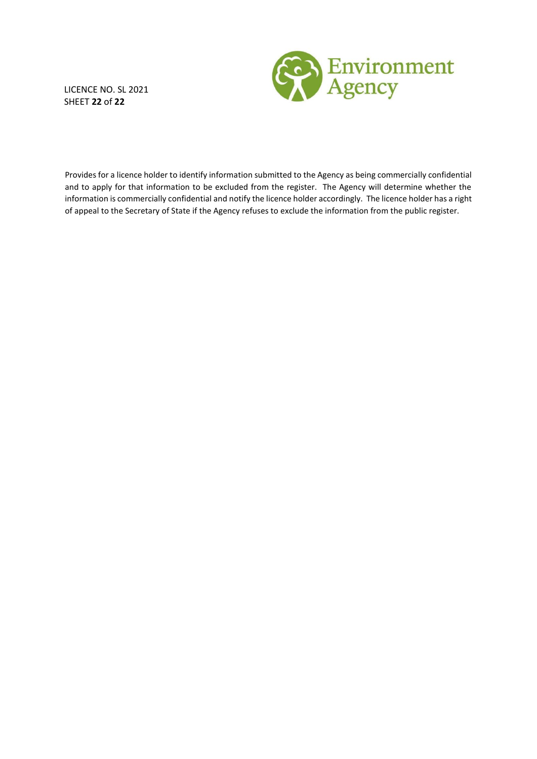Provides for a licence holder to identify information submitted to the Agency as being commercially confidential and to apply for that information to be excluded from the register. The Agency will determine whether the information is commercially confidential and notify the licence holder accordingly. The licence holder has a right of appeal to the Secretary of State if the Agency refuses to exclude the information from the public register.